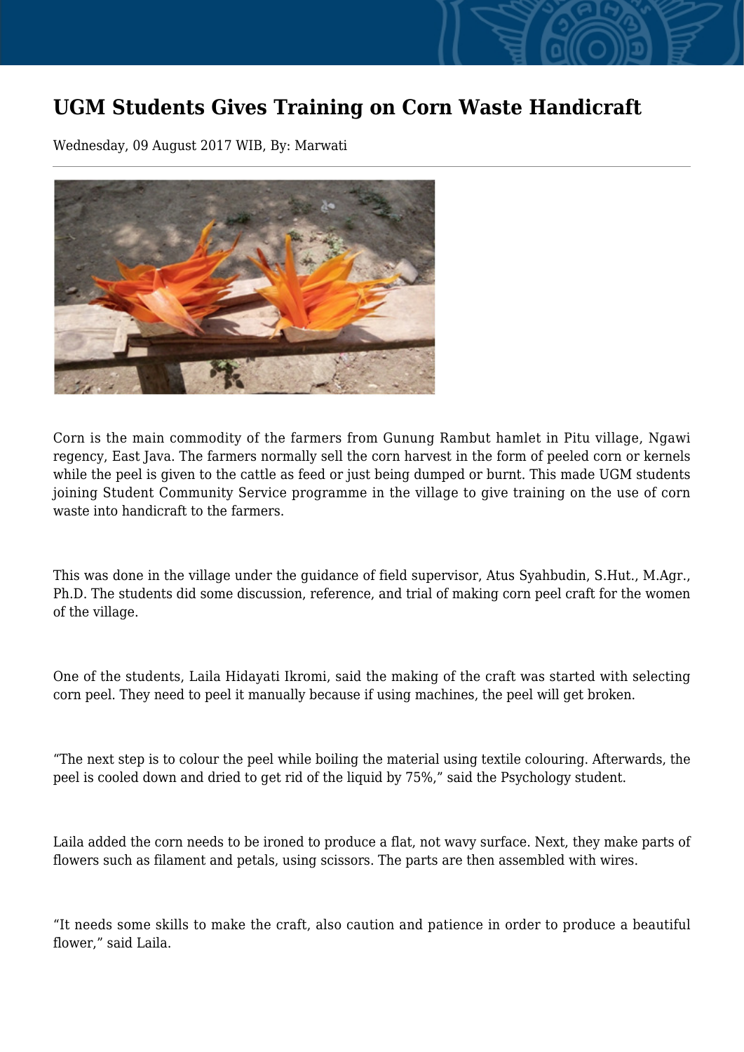# UGM Students Gives Training on Corn Waste Handicraft

Wednesday, 09 August 2017 WIB, By: Marwati

Corn is the main commodity of the farmers from Gunung Rambut hamlet in Pitu village, Ngawi regency, East Java. The farmers normally sell the corn harvest in the form of peeled corn or kernels while the peel is given to the cattle as feed or just being dumped or burnt. This made UGM students joining Student Community Service programme in the village to give training on the use of corn waste into handicraft to the farmers.

This was done in the village under the guidance of field supervisor, Atus Syahbudin, S.Hut., M.Agr., Ph.D. The students did some discussion, reference, and trial of making corn peel craft for the women of the village.

One of the students, Laila Hidayati Ikromi, said the making of the craft was started with selecting corn peel. They need to peel it manually because if using machines, the peel will get broken.

“The next step is to colour the peel while boiling the material using textile colouring. Afterwards, the peel is cooled down and dried to get rid of the liquid by 75%,” said the Psychology student.

Laila added the corn needs to be ironed to produce a flat, not wavy surface. Next, they make parts of flowers such as filament and petals, using scissors. The parts are then assembled with wires.

“It needs some skills to make the craft, also caution and patience in order to produce a beautiful flower,” said Laila.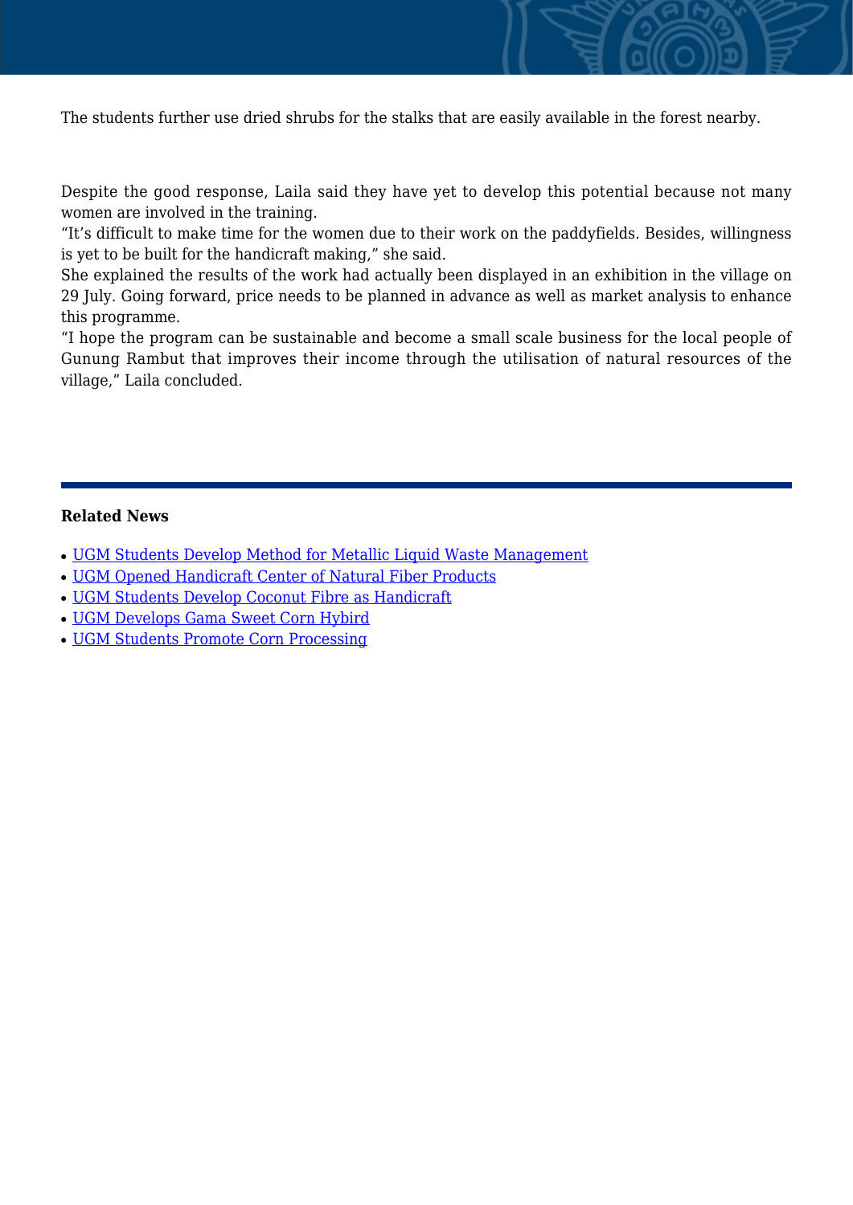The students further use dried shrubs for the stalks that are easily available in the forest nearby.

Despite the good response, Laila said they have yet to develop this potential because not many women are involved in the training.
“It’s difficult to make time for the women due to their work on the paddyfields. Besides, willingness is yet to be built for the handicraft making,” she said.
She explained the results of the work had actually been displayed in an exhibition in the village on 29 July. Going forward, price needs to be planned in advance as well as market analysis to enhance this programme.
“I hope the program can be sustainable and become a small scale business for the local people of Gunung Rambut that improves their income through the utilisation of natural resources of the village,” Laila concluded.

---

**Related News**

- UGM Students Develop Method for Metallic Liquid Waste Management
- UGM Opened Handicraft Center of Natural Fiber Products
- UGM Students Develop Coconut Fibre as Handicraft
- UGM Develops Gama Sweet Corn Hybird
- UGM Students Promote Corn Processing